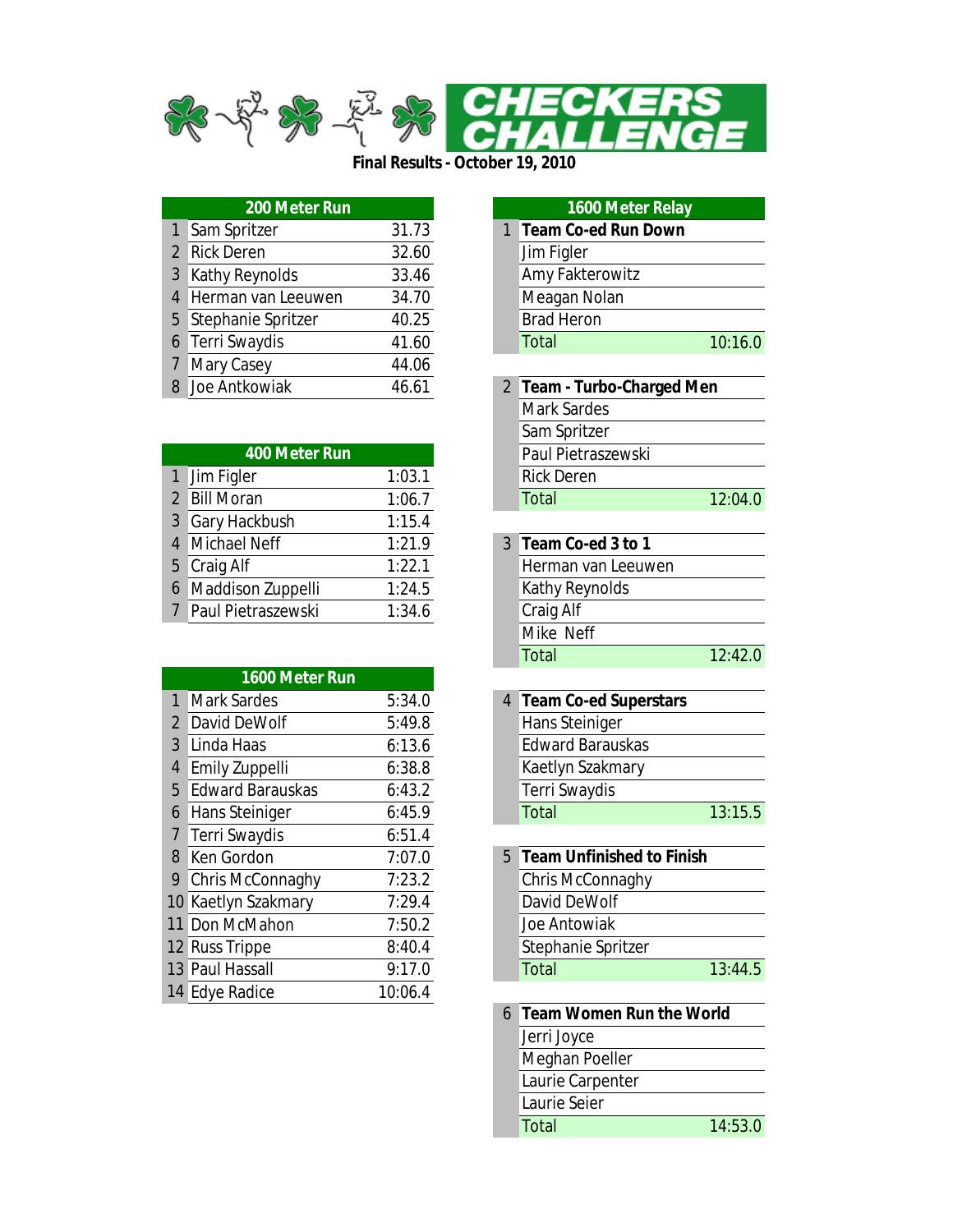# CHECKERS CHALLENGE

**Final Results - October 19, 2010**

## 200 Meter Run

| | 200 Meter Run | |
|---|---|---|
| 1 | Sam Spritzer | 31.73 |
| 2 | Rick Deren | 32.60 |
| 3 | Kathy Reynolds | 33.46 |
| 4 | Herman van Leeuwen | 34.70 |
| 5 | Stephanie Spritzer | 40.25 |
| 6 | Terri Swaydis | 41.60 |
| 7 | Mary Casey | 44.06 |
| 8 | Joe Antkowiak | 46.61 |

## 400 Meter Run

| | 400 Meter Run | |
|---|---|---|
| 1 | Jim Figler | 1:03.1 |
| 2 | Bill Moran | 1:06.7 |
| 3 | Gary Hackbush | 1:15.4 |
| 4 | Michael Neff | 1:21.9 |
| 5 | Craig Alf | 1:22.1 |
| 6 | Maddison Zuppelli | 1:24.5 |
| 7 | Paul Pietraszewski | 1:34.6 |

## 1600 Meter Run

| | 1600 Meter Run | |
|---|---|---|
| 1 | Mark Sardes | 5:34.0 |
| 2 | David DeWolf | 5:49.8 |
| 3 | Linda Haas | 6:13.6 |
| 4 | Emily Zuppelli | 6:38.8 |
| 5 | Edward Barauskas | 6:43.2 |
| 6 | Hans Steiniger | 6:45.9 |
| 7 | Terri Swaydis | 6:51.4 |
| 8 | Ken Gordon | 7:07.0 |
| 9 | Chris McConnaghy | 7:23.2 |
| 10 | Kaetlyn Szakmary | 7:29.4 |
| 11 | Don McMahon | 7:50.2 |
| 12 | Russ Trippe | 8:40.4 |
| 13 | Paul Hassall | 9:17.0 |
| 14 | Edye Radice | 10:06.4 |

## 1600 Meter Relay

| | 1600 Meter Relay | |
|---|---|---|
| 1 | **Team Co-ed Run Down** | |
| | Jim Figler | |
| | Amy Fakterowitz | |
| | Meagan Nolan | |
| | Brad Heron | |
| | Total | 10:16.0 |
| 2 | **Team - Turbo-Charged Men** | |
| | Mark Sardes | |
| | Sam Spritzer | |
| | Paul Pietraszewski | |
| | Rick Deren | |
| | Total | 12:04.0 |
| 3 | **Team Co-ed 3 to 1** | |
| | Herman van Leeuwen | |
| | Kathy Reynolds | |
| | Craig Alf | |
| | Mike Neff | |
| | Total | 12:42.0 |
| 4 | **Team Co-ed Superstars** | |
| | Hans Steiniger | |
| | Edward Barauskas | |
| | Kaetlyn Szakmary | |
| | Terri Swaydis | |
| | Total | 13:15.5 |
| 5 | **Team Unfinished to Finish** | |
| | Chris McConnaghy | |
| | David DeWolf | |
| | Joe Antowiak | |
| | Stephanie Spritzer | |
| | Total | 13:44.5 |
| 6 | **Team Women Run the World** | |
| | Jerri Joyce | |
| | Meghan Poeller | |
| | Laurie Carpenter | |
| | Laurie Seier | |
| | Total | 14:53.0 |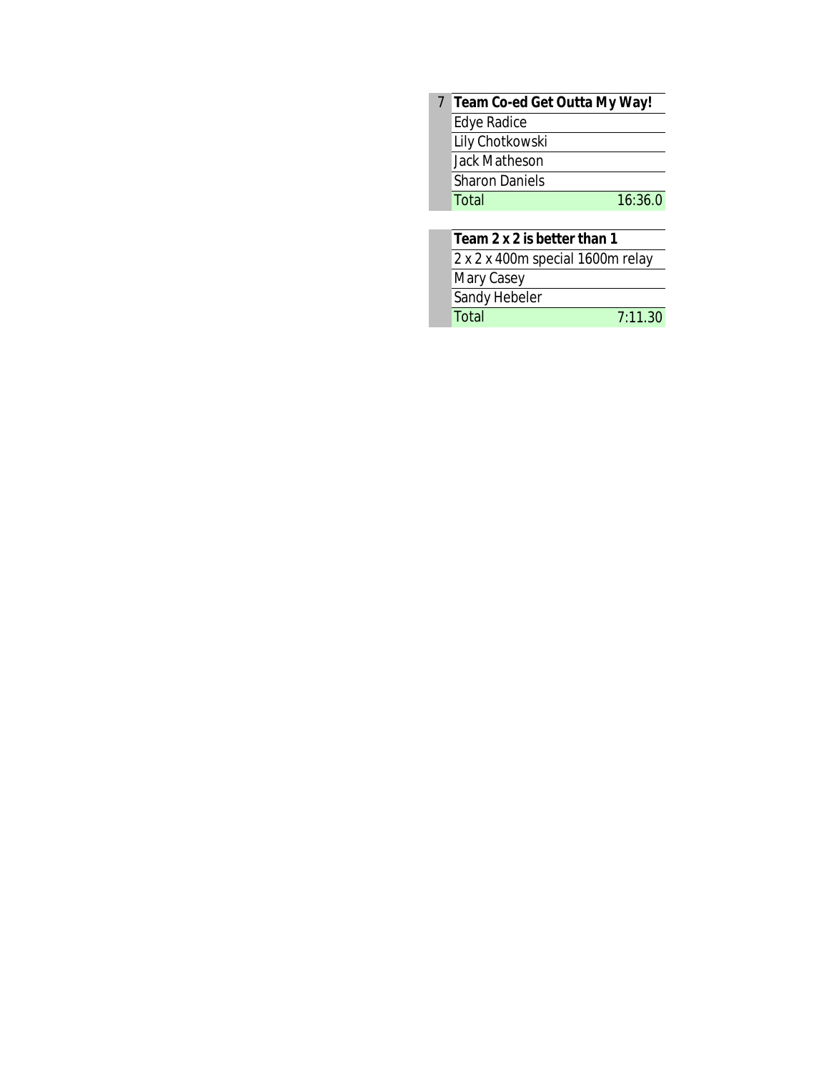| | | |
|---|---|---|
| 7 | **Team Co-ed Get Outta My Way!** | |
| | Edye Radice | |
| | Lily Chotkowski | |
| | Jack Matheson | |
| | Sharon Daniels | |
| | Total | 16:36.0 |

| | | |
|---|---|---|
| | **Team 2 x 2 is better than 1** | |
| | 2 x 2 x 400m special 1600m relay | |
| | Mary Casey | |
| | Sandy Hebeler | |
| | Total | 7:11.30 |